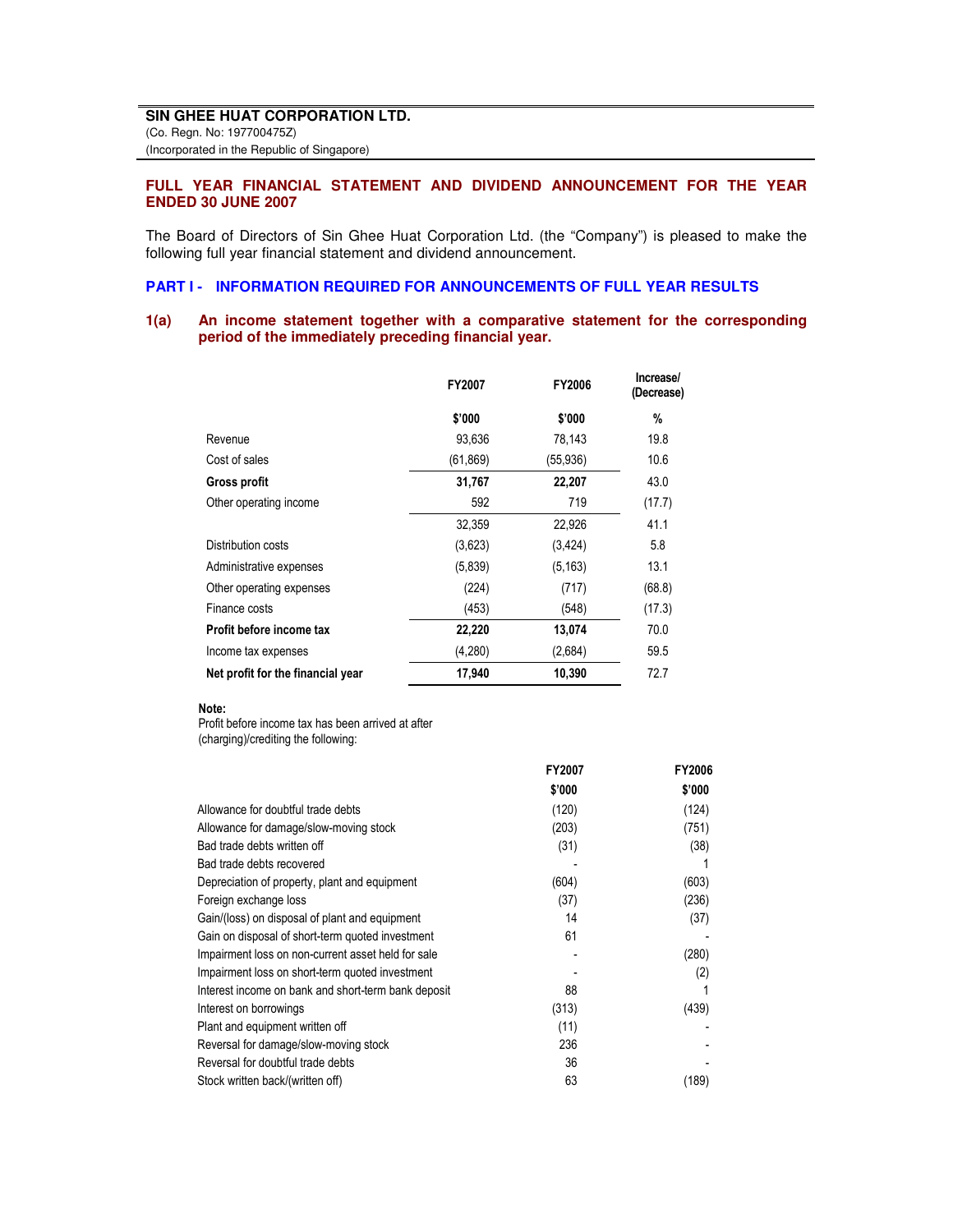**SIN GHEE HUAT CORPORATION LTD.**
(Co. Regn. No: 197700475Z)
(Incorporated in the Republic of Singapore)

## FULL YEAR FINANCIAL STATEMENT AND DIVIDEND ANNOUNCEMENT FOR THE YEAR ENDED 30 JUNE 2007

The Board of Directors of Sin Ghee Huat Corporation Ltd. (the "Company") is pleased to make the following full year financial statement and dividend announcement.

## PART I - INFORMATION REQUIRED FOR ANNOUNCEMENTS OF FULL YEAR RESULTS

### 1(a) An income statement together with a comparative statement for the corresponding period of the immediately preceding financial year.

| | FY2007 | FY2006 | Increase/ (Decrease) |
|---|---|---|---|
| | $'000 | $'000 | % |
| Revenue | 93,636 | 78,143 | 19.8 |
| Cost of sales | (61,869) | (55,936) | 10.6 |
| **Gross profit** | **31,767** | **22,207** | 43.0 |
| Other operating income | 592 | 719 | (17.7) |
| | 32,359 | 22,926 | 41.1 |
| Distribution costs | (3,623) | (3,424) | 5.8 |
| Administrative expenses | (5,839) | (5,163) | 13.1 |
| Other operating expenses | (224) | (717) | (68.8) |
| Finance costs | (453) | (548) | (17.3) |
| **Profit before income tax** | **22,220** | **13,074** | 70.0 |
| Income tax expenses | (4,280) | (2,684) | 59.5 |
| **Net profit for the financial year** | **17,940** | **10,390** | 72.7 |

**Note:**
Profit before income tax has been arrived at after (charging)/crediting the following:

| | FY2007 | FY2006 |
|---|---|---|
| | $'000 | $'000 |
| Allowance for doubtful trade debts | (120) | (124) |
| Allowance for damage/slow-moving stock | (203) | (751) |
| Bad trade debts written off | (31) | (38) |
| Bad trade debts recovered | - | 1 |
| Depreciation of property, plant and equipment | (604) | (603) |
| Foreign exchange loss | (37) | (236) |
| Gain/(loss) on disposal of plant and equipment | 14 | (37) |
| Gain on disposal of short-term quoted investment | 61 | - |
| Impairment loss on non-current asset held for sale | - | (280) |
| Impairment loss on short-term quoted investment | - | (2) |
| Interest income on bank and short-term bank deposit | 88 | 1 |
| Interest on borrowings | (313) | (439) |
| Plant and equipment written off | (11) | - |
| Reversal for damage/slow-moving stock | 236 | - |
| Reversal for doubtful trade debts | 36 | - |
| Stock written back/(written off) | 63 | (189) |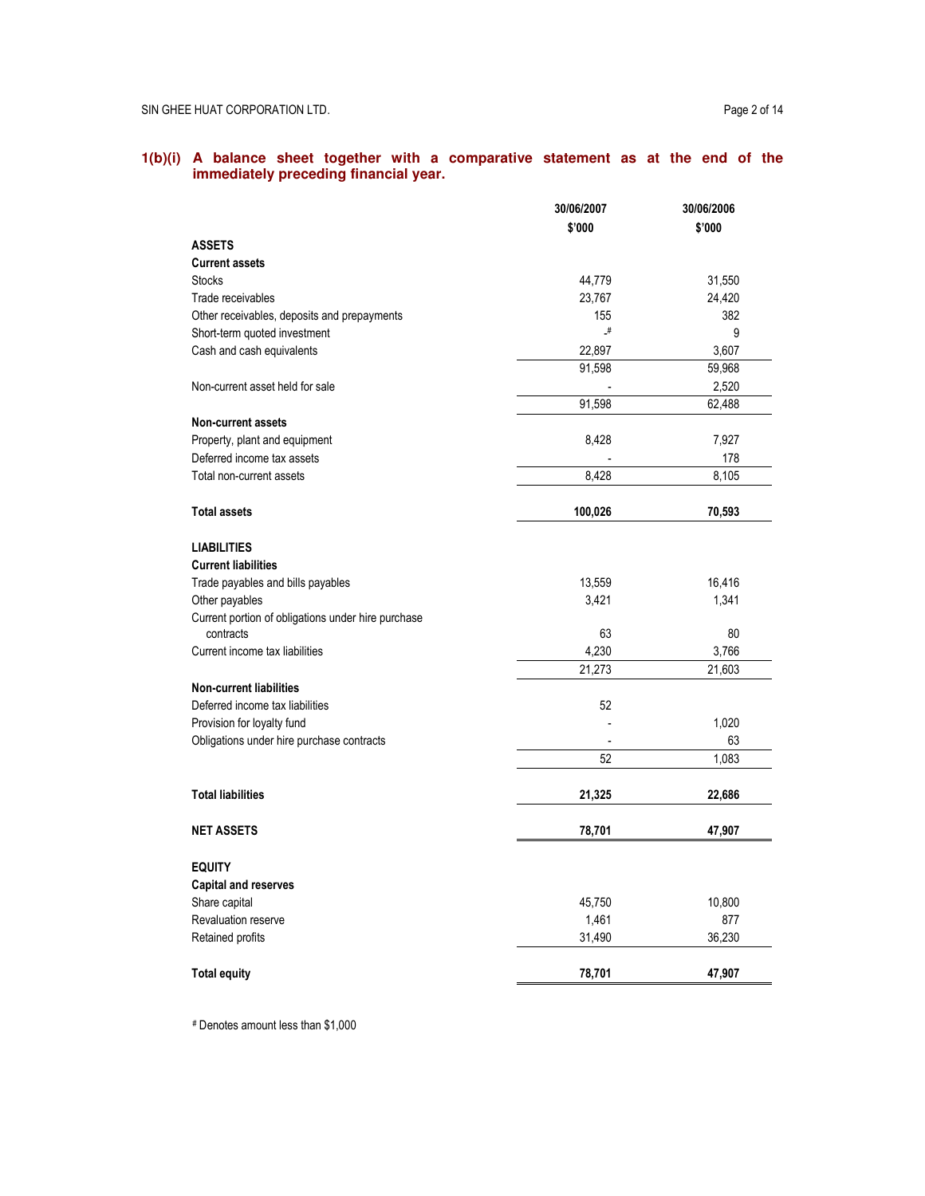## 1(b)(i) A balance sheet together with a comparative statement as at the end of the immediately preceding financial year.

| | 30/06/2007 | 30/06/2006 |
|---|---|---|
| | $'000 | $'000 |
| **ASSETS** | | |
| **Current assets** | | |
| Stocks | 44,779 | 31,550 |
| Trade receivables | 23,767 | 24,420 |
| Other receivables, deposits and prepayments | 155 | 382 |
| Short-term quoted investment | -# | 9 |
| Cash and cash equivalents | 22,897 | 3,607 |
| | 91,598 | 59,968 |
| Non-current asset held for sale | - | 2,520 |
| | 91,598 | 62,488 |
| **Non-current assets** | | |
| Property, plant and equipment | 8,428 | 7,927 |
| Deferred income tax assets | - | 178 |
| Total non-current assets | 8,428 | 8,105 |
| **Total assets** | **100,026** | **70,593** |
| **LIABILITIES** | | |
| **Current liabilities** | | |
| Trade payables and bills payables | 13,559 | 16,416 |
| Other payables | 3,421 | 1,341 |
| Current portion of obligations under hire purchase contracts | 63 | 80 |
| Current income tax liabilities | 4,230 | 3,766 |
| | 21,273 | 21,603 |
| **Non-current liabilities** | | |
| Deferred income tax liabilities | 52 | |
| Provision for loyalty fund | - | 1,020 |
| Obligations under hire purchase contracts | - | 63 |
| | 52 | 1,083 |
| **Total liabilities** | **21,325** | **22,686** |
| **NET ASSETS** | **78,701** | **47,907** |
| **EQUITY** | | |
| **Capital and reserves** | | |
| Share capital | 45,750 | 10,800 |
| Revaluation reserve | 1,461 | 877 |
| Retained profits | 31,490 | 36,230 |
| **Total equity** | **78,701** | **47,907** |

# Denotes amount less than $1,000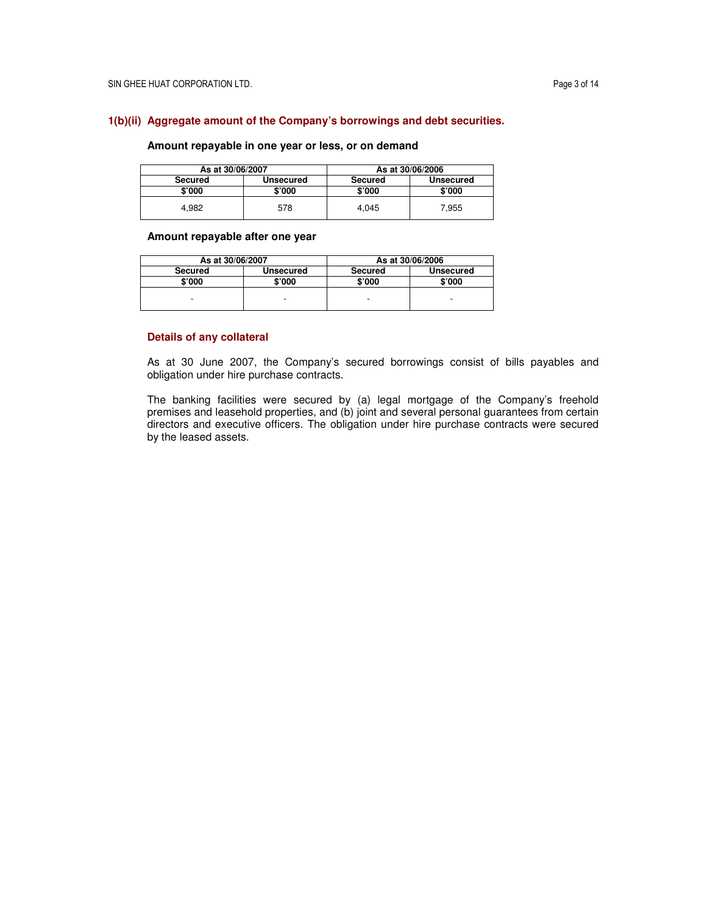## 1(b)(ii) Aggregate amount of the Company's borrowings and debt securities.

**Amount repayable in one year or less, or on demand**

| As at 30/06/2007 | | As at 30/06/2006 | |
|---|---|---|---|
| **Secured** | **Unsecured** | **Secured** | **Unsecured** |
| **$'000** | **$'000** | **$'000** | **$'000** |
| 4,982 | 578 | 4,045 | 7,955 |

**Amount repayable after one year**

| As at 30/06/2007 | | As at 30/06/2006 | |
|---|---|---|---|
| **Secured** | **Unsecured** | **Secured** | **Unsecured** |
| **$'000** | **$'000** | **$'000** | **$'000** |
| - | - | - | - |

### Details of any collateral

As at 30 June 2007, the Company's secured borrowings consist of bills payables and obligation under hire purchase contracts.

The banking facilities were secured by (a) legal mortgage of the Company's freehold premises and leasehold properties, and (b) joint and several personal guarantees from certain directors and executive officers. The obligation under hire purchase contracts were secured by the leased assets.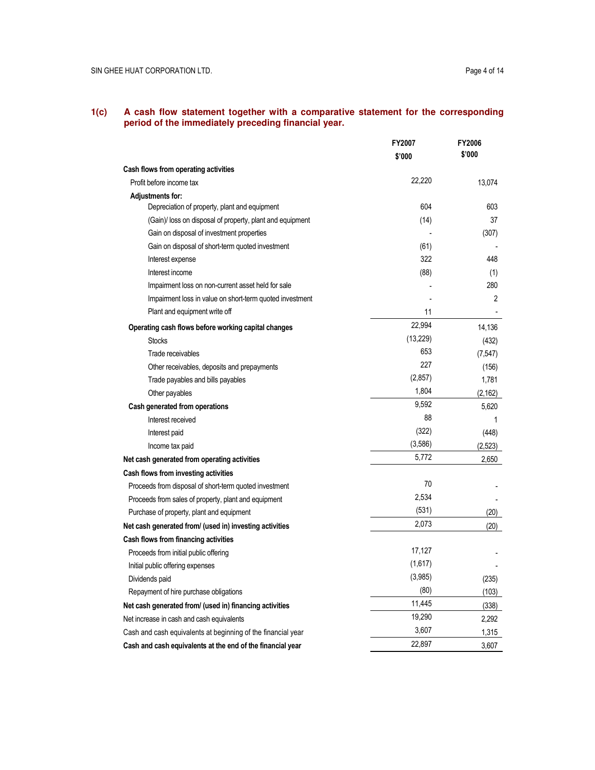**1(c) A cash flow statement together with a comparative statement for the corresponding period of the immediately preceding financial year.**

| | FY2007 $'000 | FY2006 $'000 |
|---|---|---|
| **Cash flows from operating activities** | | |
| Profit before income tax | 22,220 | 13,074 |
| **Adjustments for:** | | |
| Depreciation of property, plant and equipment | 604 | 603 |
| (Gain)/ loss on disposal of property, plant and equipment | (14) | 37 |
| Gain on disposal of investment properties | - | (307) |
| Gain on disposal of short-term quoted investment | (61) | - |
| Interest expense | 322 | 448 |
| Interest income | (88) | (1) |
| Impairment loss on non-current asset held for sale | - | 280 |
| Impairment loss in value on short-term quoted investment | - | 2 |
| Plant and equipment write off | 11 | - |
| **Operating cash flows before working capital changes** | 22,994 | 14,136 |
| Stocks | (13,229) | (432) |
| Trade receivables | 653 | (7,547) |
| Other receivables, deposits and prepayments | 227 | (156) |
| Trade payables and bills payables | (2,857) | 1,781 |
| Other payables | 1,804 | (2,162) |
| **Cash generated from operations** | 9,592 | 5,620 |
| Interest received | 88 | 1 |
| Interest paid | (322) | (448) |
| Income tax paid | (3,586) | (2,523) |
| **Net cash generated from operating activities** | 5,772 | 2,650 |
| **Cash flows from investing activities** | | |
| Proceeds from disposal of short-term quoted investment | 70 | - |
| Proceeds from sales of property, plant and equipment | 2,534 | - |
| Purchase of property, plant and equipment | (531) | (20) |
| **Net cash generated from/ (used in) investing activities** | 2,073 | (20) |
| **Cash flows from financing activities** | | |
| Proceeds from initial public offering | 17,127 | - |
| Initial public offering expenses | (1,617) | - |
| Dividends paid | (3,985) | (235) |
| Repayment of hire purchase obligations | (80) | (103) |
| **Net cash generated from/ (used in) financing activities** | 11,445 | (338) |
| Net increase in cash and cash equivalents | 19,290 | 2,292 |
| Cash and cash equivalents at beginning of the financial year | 3,607 | 1,315 |
| **Cash and cash equivalents at the end of the financial year** | 22,897 | 3,607 |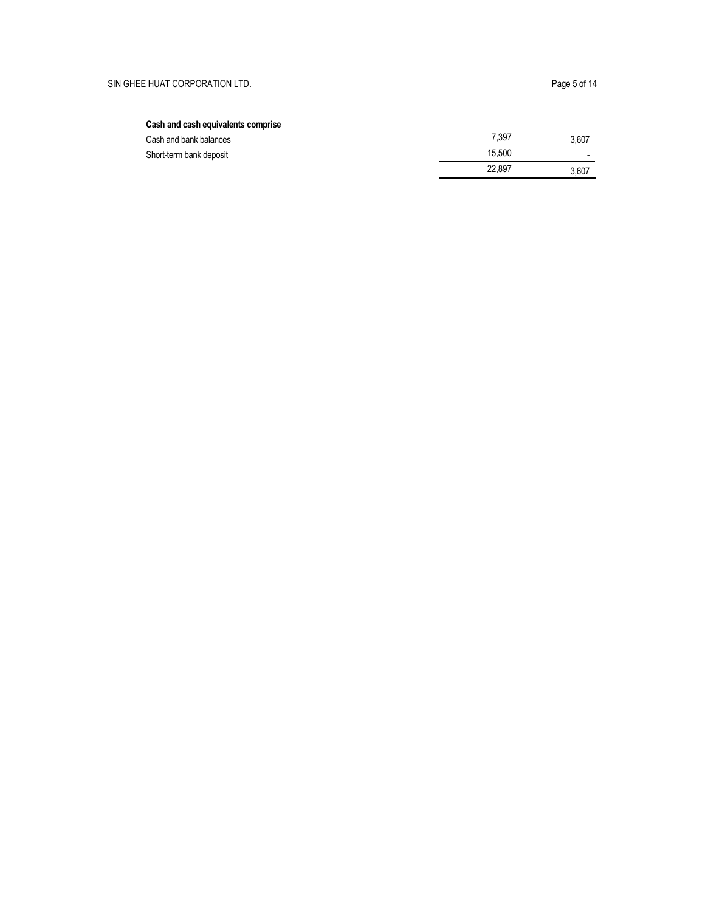**Cash and cash equivalents comprise**

| | | |
|---|---|---|
| Cash and bank balances | 7,397 | 3,607 |
| Short-term bank deposit | 15,500 | - |
| | 22,897 | 3,607 |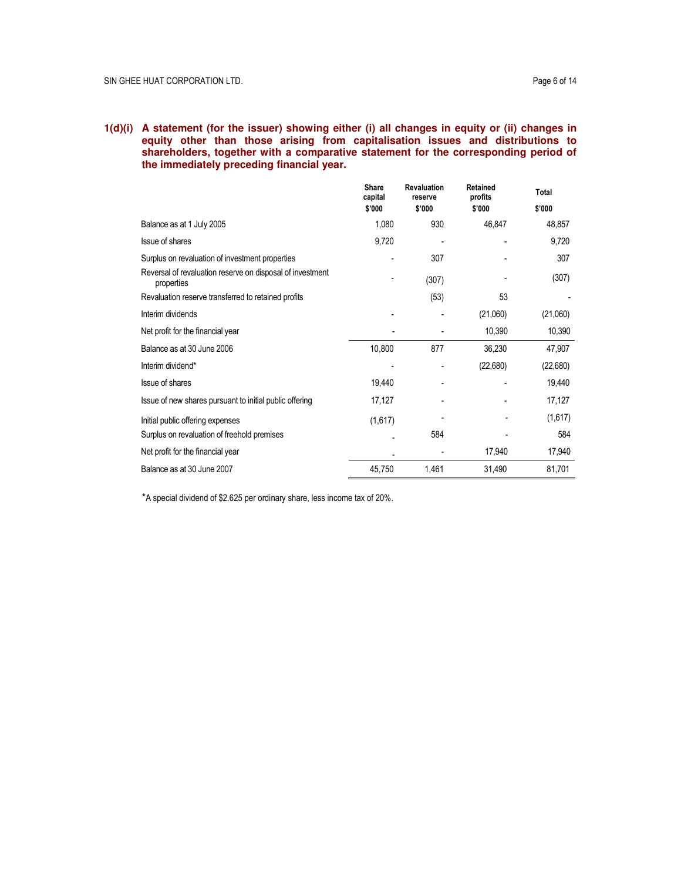**1(d)(i) A statement (for the issuer) showing either (i) all changes in equity or (ii) changes in equity other than those arising from capitalisation issues and distributions to shareholders, together with a comparative statement for the corresponding period of the immediately preceding financial year.**

| | Share capital $'000 | Revaluation reserve $'000 | Retained profits $'000 | Total $'000 |
|---|---|---|---|---|
| Balance as at 1 July 2005 | 1,080 | 930 | 46,847 | 48,857 |
| Issue of shares | 9,720 | - | - | 9,720 |
| Surplus on revaluation of investment properties | - | 307 | - | 307 |
| Reversal of revaluation reserve on disposal of investment properties | - | (307) | - | (307) |
| Revaluation reserve transferred to retained profits | | (53) | 53 | - |
| Interim dividends | - | - | (21,060) | (21,060) |
| Net profit for the financial year | - | - | 10,390 | 10,390 |
| Balance as at 30 June 2006 | 10,800 | 877 | 36,230 | 47,907 |
| Interim dividend* | - | - | (22,680) | (22,680) |
| Issue of shares | 19,440 | - | - | 19,440 |
| Issue of new shares pursuant to initial public offering | 17,127 | - | - | 17,127 |
| Initial public offering expenses | (1,617) | - | - | (1,617) |
| Surplus on revaluation of freehold premises | - | 584 | - | 584 |
| Net profit for the financial year | - | - | 17,940 | 17,940 |
| Balance as at 30 June 2007 | 45,750 | 1,461 | 31,490 | 81,701 |

*A special dividend of $2.625 per ordinary share, less income tax of 20%.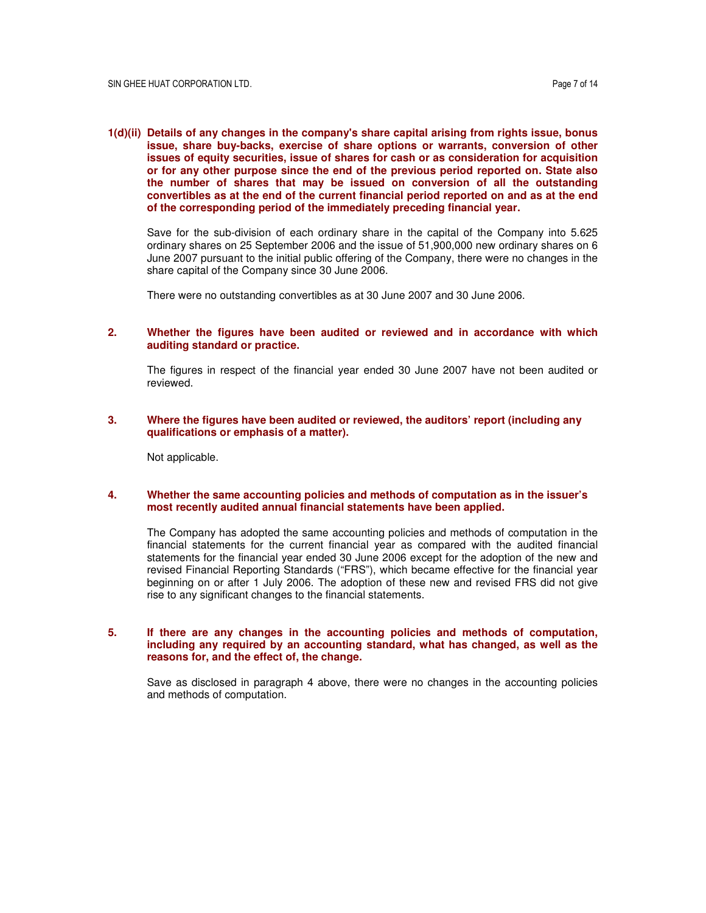**1(d)(ii) Details of any changes in the company's share capital arising from rights issue, bonus issue, share buy-backs, exercise of share options or warrants, conversion of other issues of equity securities, issue of shares for cash or as consideration for acquisition or for any other purpose since the end of the previous period reported on. State also the number of shares that may be issued on conversion of all the outstanding convertibles as at the end of the current financial period reported on and as at the end of the corresponding period of the immediately preceding financial year.**

Save for the sub-division of each ordinary share in the capital of the Company into 5.625 ordinary shares on 25 September 2006 and the issue of 51,900,000 new ordinary shares on 6 June 2007 pursuant to the initial public offering of the Company, there were no changes in the share capital of the Company since 30 June 2006.

There were no outstanding convertibles as at 30 June 2007 and 30 June 2006.

**2. Whether the figures have been audited or reviewed and in accordance with which auditing standard or practice.**

The figures in respect of the financial year ended 30 June 2007 have not been audited or reviewed.

**3. Where the figures have been audited or reviewed, the auditors' report (including any qualifications or emphasis of a matter).**

Not applicable.

**4. Whether the same accounting policies and methods of computation as in the issuer's most recently audited annual financial statements have been applied.**

The Company has adopted the same accounting policies and methods of computation in the financial statements for the current financial year as compared with the audited financial statements for the financial year ended 30 June 2006 except for the adoption of the new and revised Financial Reporting Standards ("FRS"), which became effective for the financial year beginning on or after 1 July 2006. The adoption of these new and revised FRS did not give rise to any significant changes to the financial statements.

**5. If there are any changes in the accounting policies and methods of computation, including any required by an accounting standard, what has changed, as well as the reasons for, and the effect of, the change.**

Save as disclosed in paragraph 4 above, there were no changes in the accounting policies and methods of computation.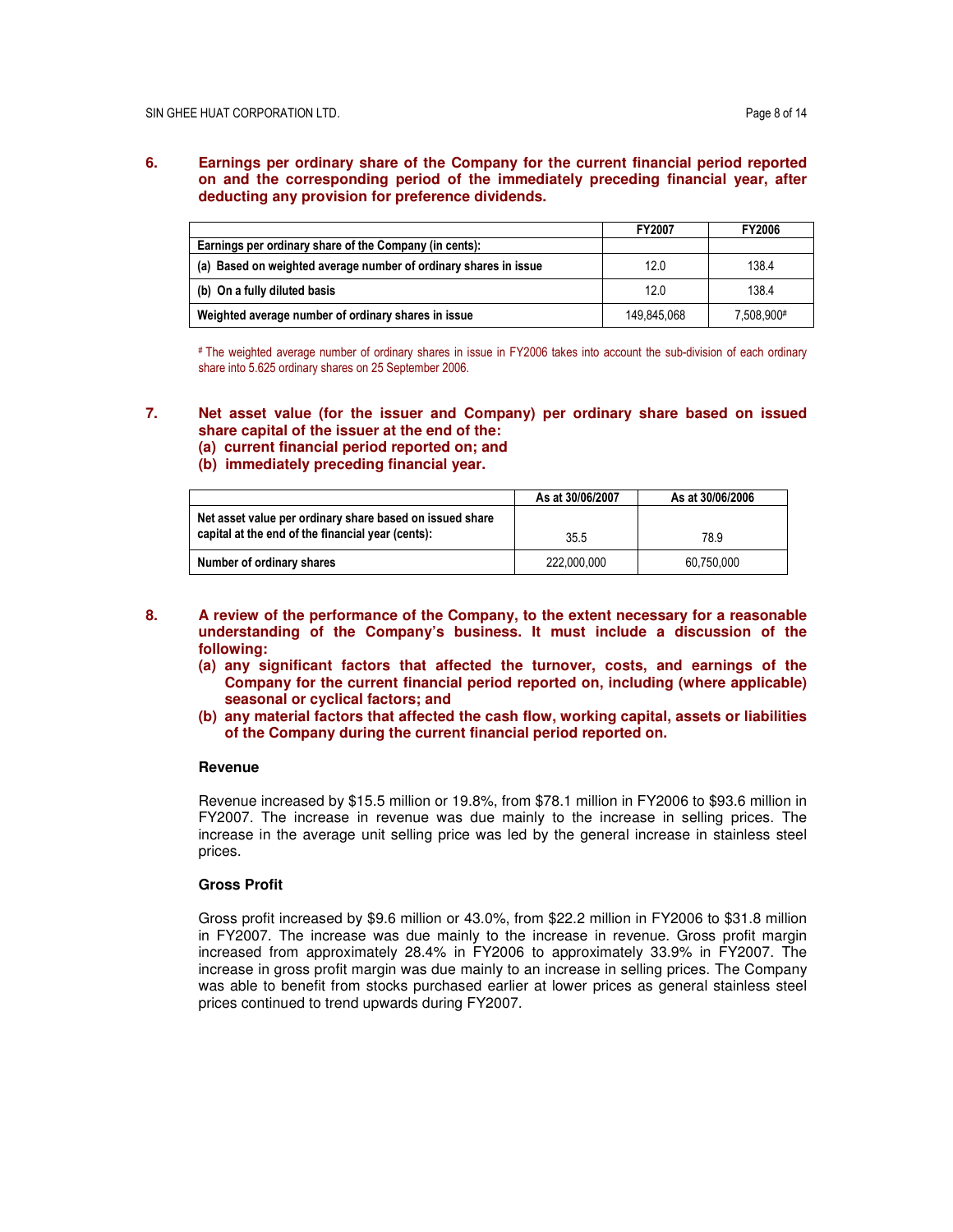**6. Earnings per ordinary share of the Company for the current financial period reported on and the corresponding period of the immediately preceding financial year, after deducting any provision for preference dividends.**

| | FY2007 | FY2006 |
|---|---|---|
| **Earnings per ordinary share of the Company (in cents):** | | |
| **(a) Based on weighted average number of ordinary shares in issue** | 12.0 | 138.4 |
| **(b) On a fully diluted basis** | 12.0 | 138.4 |
| **Weighted average number of ordinary shares in issue** | 149,845,068 | 7,508,900# |

# The weighted average number of ordinary shares in issue in FY2006 takes into account the sub-division of each ordinary share into 5.625 ordinary shares on 25 September 2006.

**7. Net asset value (for the issuer and Company) per ordinary share based on issued share capital of the issuer at the end of the:**
**(a) current financial period reported on; and**
**(b) immediately preceding financial year.**

| | As at 30/06/2007 | As at 30/06/2006 |
|---|---|---|
| **Net asset value per ordinary share based on issued share capital at the end of the financial year (cents):** | 35.5 | 78.9 |
| **Number of ordinary shares** | 222,000,000 | 60,750,000 |

**8. A review of the performance of the Company, to the extent necessary for a reasonable understanding of the Company's business. It must include a discussion of the following:**
**(a) any significant factors that affected the turnover, costs, and earnings of the Company for the current financial period reported on, including (where applicable) seasonal or cyclical factors; and**
**(b) any material factors that affected the cash flow, working capital, assets or liabilities of the Company during the current financial period reported on.**

**Revenue**

Revenue increased by $15.5 million or 19.8%, from $78.1 million in FY2006 to $93.6 million in FY2007. The increase in revenue was due mainly to the increase in selling prices. The increase in the average unit selling price was led by the general increase in stainless steel prices.

**Gross Profit**

Gross profit increased by $9.6 million or 43.0%, from $22.2 million in FY2006 to $31.8 million in FY2007. The increase was due mainly to the increase in revenue. Gross profit margin increased from approximately 28.4% in FY2006 to approximately 33.9% in FY2007. The increase in gross profit margin was due mainly to an increase in selling prices. The Company was able to benefit from stocks purchased earlier at lower prices as general stainless steel prices continued to trend upwards during FY2007.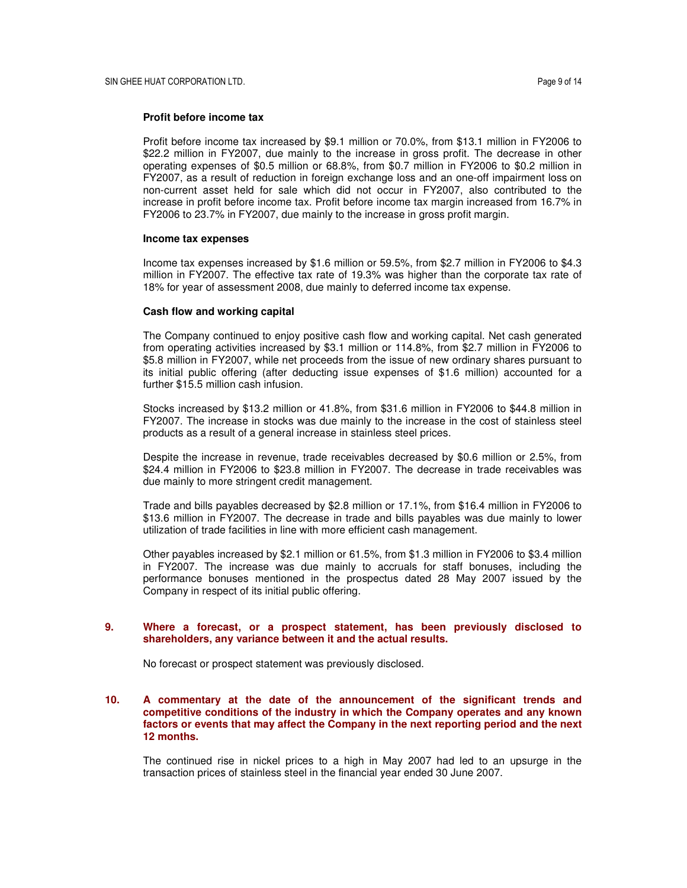**Profit before income tax**

Profit before income tax increased by $9.1 million or 70.0%, from $13.1 million in FY2006 to $22.2 million in FY2007, due mainly to the increase in gross profit. The decrease in other operating expenses of $0.5 million or 68.8%, from $0.7 million in FY2006 to $0.2 million in FY2007, as a result of reduction in foreign exchange loss and an one-off impairment loss on non-current asset held for sale which did not occur in FY2007, also contributed to the increase in profit before income tax. Profit before income tax margin increased from 16.7% in FY2006 to 23.7% in FY2007, due mainly to the increase in gross profit margin.

**Income tax expenses**

Income tax expenses increased by $1.6 million or 59.5%, from $2.7 million in FY2006 to $4.3 million in FY2007. The effective tax rate of 19.3% was higher than the corporate tax rate of 18% for year of assessment 2008, due mainly to deferred income tax expense.

**Cash flow and working capital**

The Company continued to enjoy positive cash flow and working capital. Net cash generated from operating activities increased by $3.1 million or 114.8%, from $2.7 million in FY2006 to $5.8 million in FY2007, while net proceeds from the issue of new ordinary shares pursuant to its initial public offering (after deducting issue expenses of $1.6 million) accounted for a further $15.5 million cash infusion.

Stocks increased by $13.2 million or 41.8%, from $31.6 million in FY2006 to $44.8 million in FY2007. The increase in stocks was due mainly to the increase in the cost of stainless steel products as a result of a general increase in stainless steel prices.

Despite the increase in revenue, trade receivables decreased by $0.6 million or 2.5%, from $24.4 million in FY2006 to $23.8 million in FY2007. The decrease in trade receivables was due mainly to more stringent credit management.

Trade and bills payables decreased by $2.8 million or 17.1%, from $16.4 million in FY2006 to $13.6 million in FY2007. The decrease in trade and bills payables was due mainly to lower utilization of trade facilities in line with more efficient cash management.

Other payables increased by $2.1 million or 61.5%, from $1.3 million in FY2006 to $3.4 million in FY2007. The increase was due mainly to accruals for staff bonuses, including the performance bonuses mentioned in the prospectus dated 28 May 2007 issued by the Company in respect of its initial public offering.

**9. Where a forecast, or a prospect statement, has been previously disclosed to shareholders, any variance between it and the actual results.**

No forecast or prospect statement was previously disclosed.

**10. A commentary at the date of the announcement of the significant trends and competitive conditions of the industry in which the Company operates and any known factors or events that may affect the Company in the next reporting period and the next 12 months.**

The continued rise in nickel prices to a high in May 2007 had led to an upsurge in the transaction prices of stainless steel in the financial year ended 30 June 2007.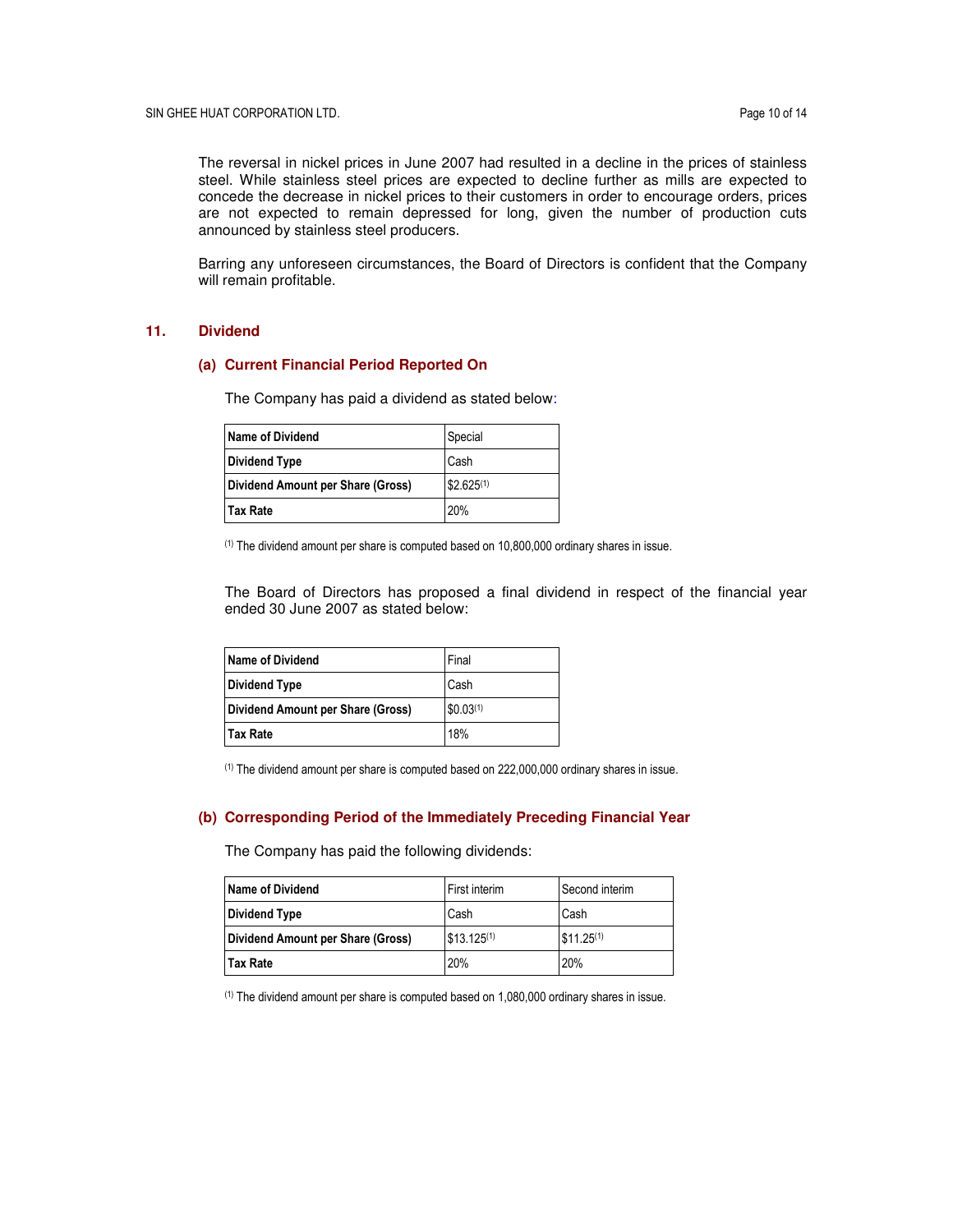The reversal in nickel prices in June 2007 had resulted in a decline in the prices of stainless steel. While stainless steel prices are expected to decline further as mills are expected to concede the decrease in nickel prices to their customers in order to encourage orders, prices are not expected to remain depressed for long, given the number of production cuts announced by stainless steel producers.

Barring any unforeseen circumstances, the Board of Directors is confident that the Company will remain profitable.

## 11. Dividend

### (a) Current Financial Period Reported On

The Company has paid a dividend as stated below:

| **Name of Dividend** | Special |
|---|---|
| **Dividend Type** | Cash |
| **Dividend Amount per Share (Gross)** | $2.625[1] |
| **Tax Rate** | 20% |

[1] The dividend amount per share is computed based on 10,800,000 ordinary shares in issue.

The Board of Directors has proposed a final dividend in respect of the financial year ended 30 June 2007 as stated below:

| **Name of Dividend** | Final |
|---|---|
| **Dividend Type** | Cash |
| **Dividend Amount per Share (Gross)** | $0.03[1] |
| **Tax Rate** | 18% |

[1] The dividend amount per share is computed based on 222,000,000 ordinary shares in issue.

### (b) Corresponding Period of the Immediately Preceding Financial Year

The Company has paid the following dividends:

| **Name of Dividend** | First interim | Second interim |
|---|---|---|
| **Dividend Type** | Cash | Cash |
| **Dividend Amount per Share (Gross)** | $13.125[1] | $11.25[1] |
| **Tax Rate** | 20% | 20% |

[1] The dividend amount per share is computed based on 1,080,000 ordinary shares in issue.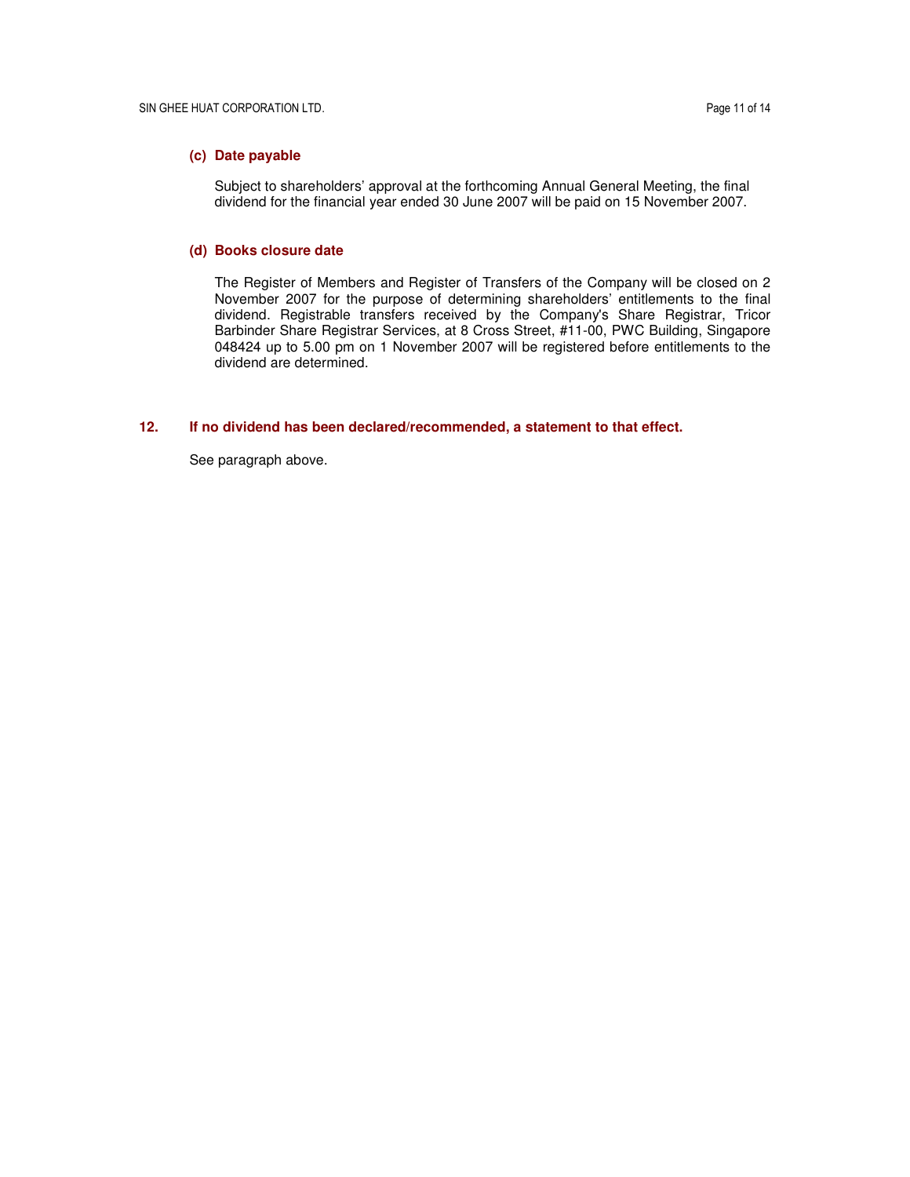**(c) Date payable**

Subject to shareholders' approval at the forthcoming Annual General Meeting, the final dividend for the financial year ended 30 June 2007 will be paid on 15 November 2007.

**(d) Books closure date**

The Register of Members and Register of Transfers of the Company will be closed on 2 November 2007 for the purpose of determining shareholders' entitlements to the final dividend. Registrable transfers received by the Company's Share Registrar, Tricor Barbinder Share Registrar Services, at 8 Cross Street, #11-00, PWC Building, Singapore 048424 up to 5.00 pm on 1 November 2007 will be registered before entitlements to the dividend are determined.

**12. If no dividend has been declared/recommended, a statement to that effect.**

See paragraph above.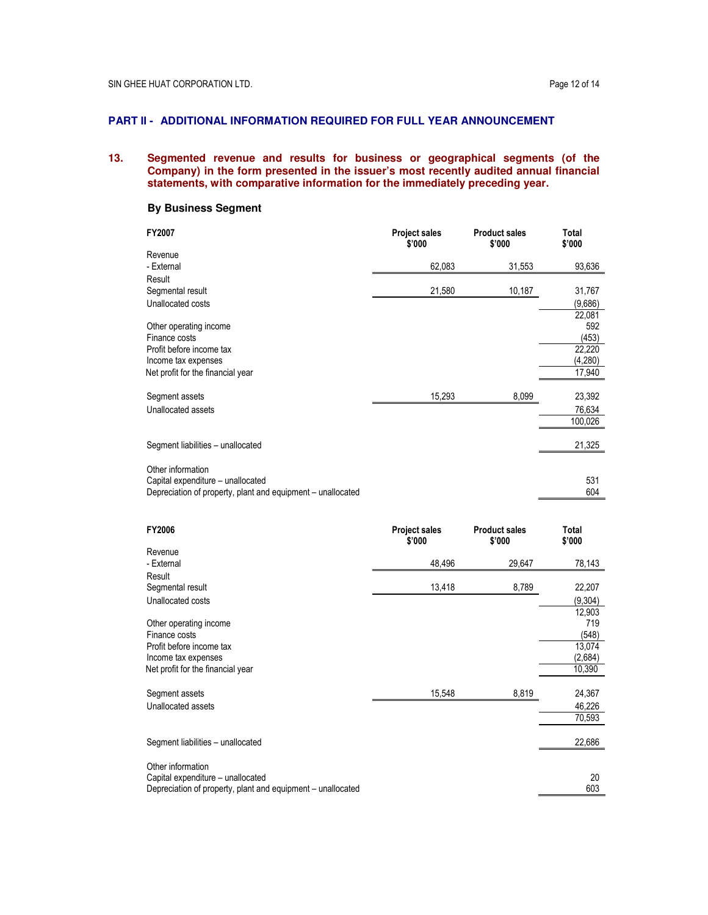## PART II - ADDITIONAL INFORMATION REQUIRED FOR FULL YEAR ANNOUNCEMENT

**13. Segmented revenue and results for business or geographical segments (of the Company) in the form presented in the issuer's most recently audited annual financial statements, with comparative information for the immediately preceding year.**

### By Business Segment

| FY2007 | Project sales $'000 | Product sales $'000 | Total $'000 |
|---|---|---|---|
| Revenue | | | |
| - External | 62,083 | 31,553 | 93,636 |
| Result | | | |
| Segmental result | 21,580 | 10,187 | 31,767 |
| Unallocated costs | | | (9,686) |
| | | | 22,081 |
| Other operating income | | | 592 |
| Finance costs | | | (453) |
| Profit before income tax | | | 22,220 |
| Income tax expenses | | | (4,280) |
| Net profit for the financial year | | | 17,940 |
| | | | |
| Segment assets | 15,293 | 8,099 | 23,392 |
| Unallocated assets | | | 76,634 |
| | | | 100,026 |
| | | | |
| Segment liabilities – unallocated | | | 21,325 |
| | | | |
| Other information | | | |
| Capital expenditure – unallocated | | | 531 |
| Depreciation of property, plant and equipment – unallocated | | | 604 |

| FY2006 | Project sales $'000 | Product sales $'000 | Total $'000 |
|---|---|---|---|
| Revenue | | | |
| - External | 48,496 | 29,647 | 78,143 |
| Result | | | |
| Segmental result | 13,418 | 8,789 | 22,207 |
| Unallocated costs | | | (9,304) |
| | | | 12,903 |
| Other operating income | | | 719 |
| Finance costs | | | (548) |
| Profit before income tax | | | 13,074 |
| Income tax expenses | | | (2,684) |
| Net profit for the financial year | | | 10,390 |
| | | | |
| Segment assets | 15,548 | 8,819 | 24,367 |
| Unallocated assets | | | 46,226 |
| | | | 70,593 |
| | | | |
| Segment liabilities – unallocated | | | 22,686 |
| | | | |
| Other information | | | |
| Capital expenditure – unallocated | | | 20 |
| Depreciation of property, plant and equipment – unallocated | | | 603 |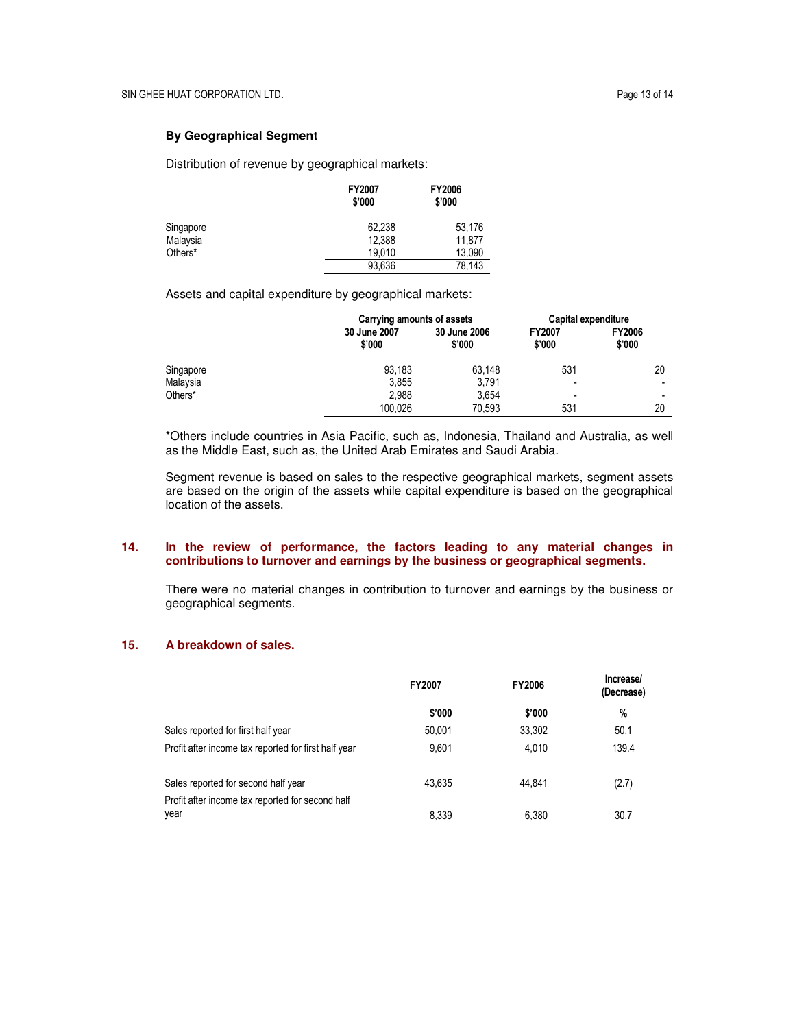**By Geographical Segment**

Distribution of revenue by geographical markets:

| | FY2007 $'000 | FY2006 $'000 |
|---|---|---|
| Singapore | 62,238 | 53,176 |
| Malaysia | 12,388 | 11,877 |
| Others* | 19,010 | 13,090 |
| | 93,636 | 78,143 |

Assets and capital expenditure by geographical markets:

| | Carrying amounts of assets | | Capital expenditure | |
|---|---|---|---|---|
| | 30 June 2007 $'000 | 30 June 2006 $'000 | FY2007 $'000 | FY2006 $'000 |
| Singapore | 93,183 | 63,148 | 531 | 20 |
| Malaysia | 3,855 | 3,791 | - | - |
| Others* | 2,988 | 3,654 | - | - |
| | 100,026 | 70,593 | 531 | 20 |

*Others include countries in Asia Pacific, such as, Indonesia, Thailand and Australia, as well as the Middle East, such as, the United Arab Emirates and Saudi Arabia.

Segment revenue is based on sales to the respective geographical markets, segment assets are based on the origin of the assets while capital expenditure is based on the geographical location of the assets.

## 14. In the review of performance, the factors leading to any material changes in contributions to turnover and earnings by the business or geographical segments.

There were no material changes in contribution to turnover and earnings by the business or geographical segments.

## 15. A breakdown of sales.

| | FY2007 | FY2006 | Increase/ (Decrease) |
|---|---|---|---|
| | $'000 | $'000 | % |
| Sales reported for first half year | 50,001 | 33,302 | 50.1 |
| Profit after income tax reported for first half year | 9,601 | 4,010 | 139.4 |
| Sales reported for second half year | 43,635 | 44,841 | (2.7) |
| Profit after income tax reported for second half year | 8,339 | 6,380 | 30.7 |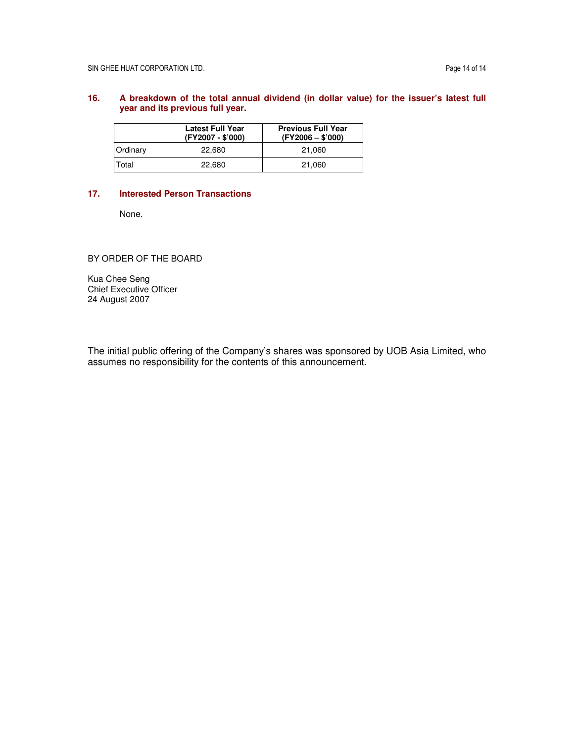**16. A breakdown of the total annual dividend (in dollar value) for the issuer's latest full year and its previous full year.**

| | Latest Full Year (FY2007 - $'000) | Previous Full Year (FY2006 – $'000) |
|---|---|---|
| Ordinary | 22,680 | 21,060 |
| Total | 22,680 | 21,060 |

**17. Interested Person Transactions**

None.

BY ORDER OF THE BOARD

Kua Chee Seng
Chief Executive Officer
24 August 2007

The initial public offering of the Company's shares was sponsored by UOB Asia Limited, who assumes no responsibility for the contents of this announcement.